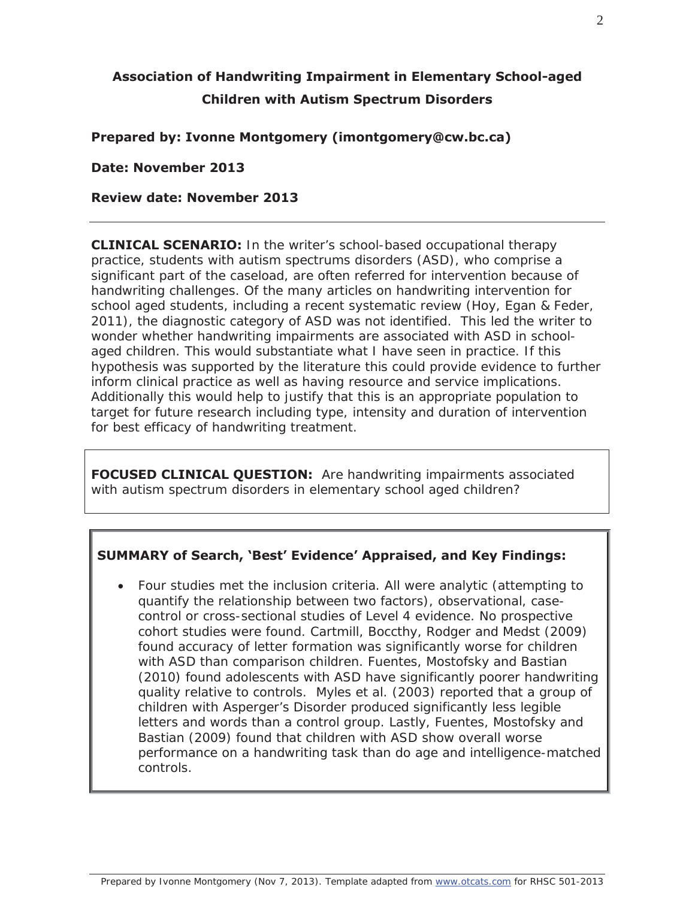# Association of Handwriting Impairment in Elementary School-aged Children with Autism Spectrum Disorders

**Prepared by: Ivonne Montgomery (imontgomery@cw.bc.ca)**

**Date: November 2013**

**Review date: November 2013**

---

**CLINICAL SCENARIO:** In the writer's school-based occupational therapy practice, students with autism spectrums disorders (ASD), who comprise a significant part of the caseload, are often referred for intervention because of handwriting challenges. Of the many articles on handwriting intervention for school aged students, including a recent systematic review (Hoy, Egan & Feder, 2011), the diagnostic category of ASD was not identified. This led the writer to wonder whether handwriting impairments are associated with ASD in school-aged children. This would substantiate what I have seen in practice. If this hypothesis was supported by the literature this could provide evidence to further inform clinical practice as well as having resource and service implications. Additionally this would help to justify that this is an appropriate population to target for future research including type, intensity and duration of intervention for best efficacy of handwriting treatment.

**FOCUSED CLINICAL QUESTION:** Are handwriting impairments associated with autism spectrum disorders in elementary school aged children?

**SUMMARY of Search, 'Best' Evidence' Appraised, and Key Findings:**

- Four studies met the inclusion criteria. All were analytic (attempting to quantify the relationship between two factors), observational, case-control or cross-sectional studies of Level 4 evidence. No prospective cohort studies were found. Cartmill, Boccthy, Rodger and Medst (2009) found accuracy of letter formation was significantly worse for children with ASD than comparison children. Fuentes, Mostofsky and Bastian (2010) found adolescents with ASD have significantly poorer handwriting quality relative to controls. Myles et al. (2003) reported that a group of children with Asperger's Disorder produced significantly less legible letters and words than a control group. Lastly, Fuentes, Mostofsky and Bastian (2009) found that children with ASD show overall worse performance on a handwriting task than do age and intelligence-matched controls.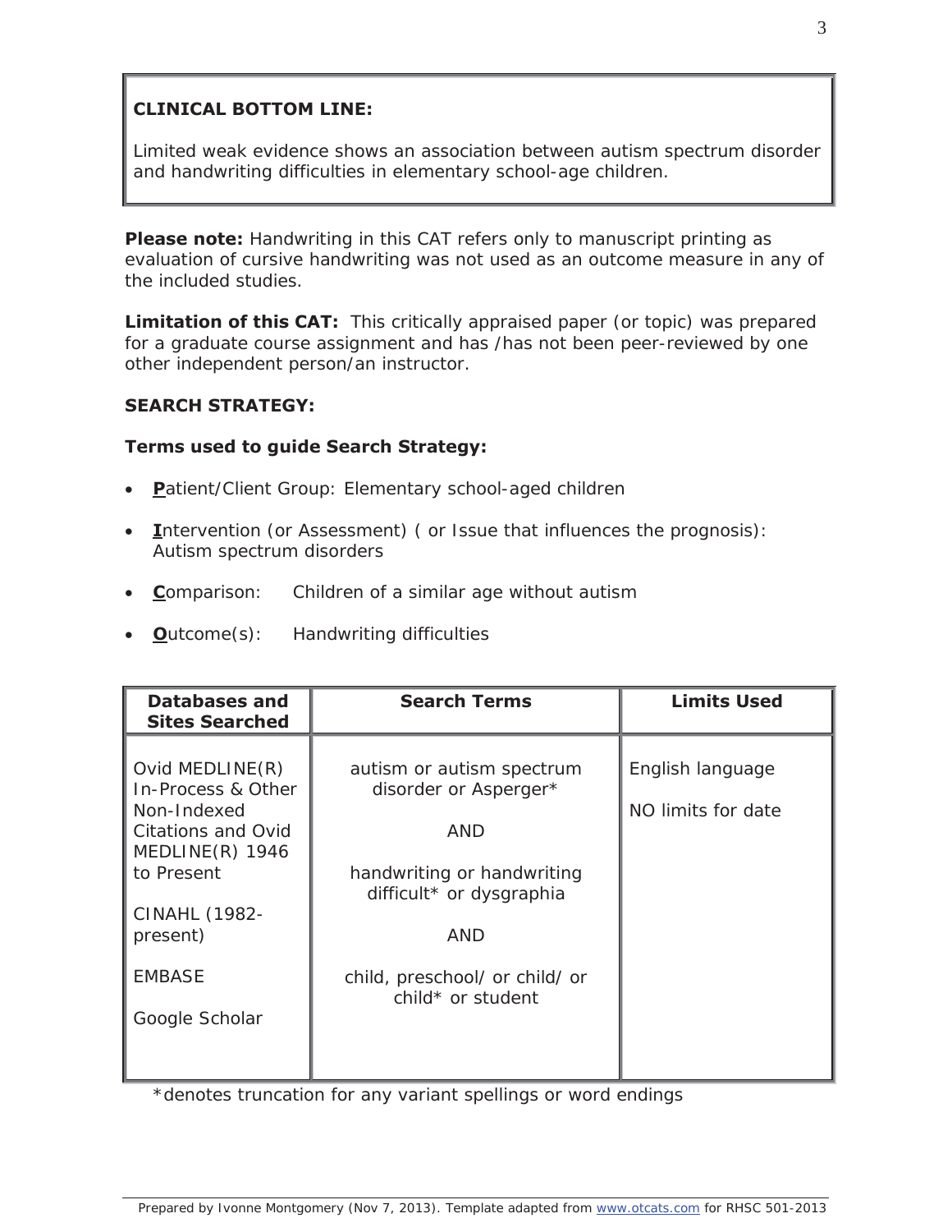**CLINICAL BOTTOM LINE:**

Limited weak evidence shows an association between autism spectrum disorder and handwriting difficulties in elementary school-age children.

**Please note:** Handwriting in this CAT refers only to manuscript printing as evaluation of cursive handwriting was not used as an outcome measure in any of the included studies.

**Limitation of this CAT:** This critically appraised paper (or topic) was prepared for a graduate course assignment and has /has not been peer-reviewed by one other independent person/an instructor.

**SEARCH STRATEGY:**

**Terms used to guide Search Strategy:**

- **P**atient/Client Group: Elementary school-aged children
- **I**ntervention (or Assessment) ( or Issue that influences the prognosis): Autism spectrum disorders
- **C**omparison: Children of a similar age without autism
- **O**utcome(s): Handwriting difficulties

| Databases and Sites Searched | Search Terms | Limits Used |
| --- | --- | --- |
| Ovid MEDLINE(R) In-Process & Other Non-Indexed Citations and Ovid MEDLINE(R) 1946 to Present<br><br>CINAHL (1982-present)<br><br>EMBASE<br><br>Google Scholar | autism or autism spectrum disorder or Asperger*<br><br>AND<br><br>handwriting or handwriting difficult* or dysgraphia<br><br>AND<br><br>child, preschool/ or child/ or child* or student | English language<br><br>NO limits for date |

*denotes truncation for any variant spellings or word endings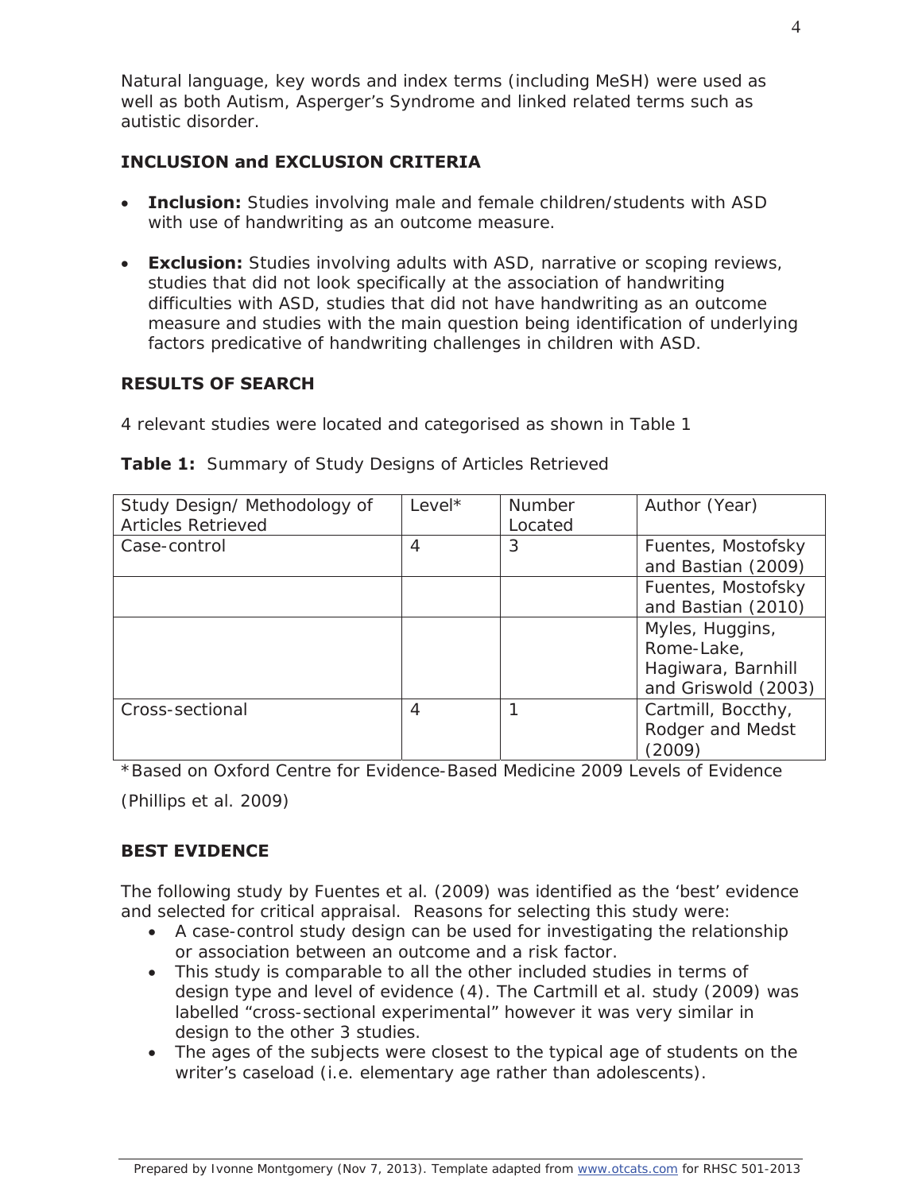Natural language, key words and index terms (including MeSH) were used as well as both Autism, Asperger's Syndrome and linked related terms such as autistic disorder.

**INCLUSION and EXCLUSION CRITERIA**

- **Inclusion:** Studies involving male and female children/students with ASD with use of handwriting as an outcome measure.
- **Exclusion:** Studies involving adults with ASD, narrative or scoping reviews, studies that did not look specifically at the association of handwriting difficulties with ASD, studies that did not have handwriting as an outcome measure and studies with the main question being identification of underlying factors predicative of handwriting challenges in children with ASD.

**RESULTS OF SEARCH**

4 relevant studies were located and categorised as shown in Table 1

**Table 1:** Summary of Study Designs of Articles Retrieved

| Study Design/ Methodology of Articles Retrieved | Level* | Number Located | Author (Year) |
|---|---|---|---|
| Case-control | 4 | 3 | Fuentes, Mostofsky and Bastian (2009) |
| | | | Fuentes, Mostofsky and Bastian (2010) |
| | | | Myles, Huggins, Rome-Lake, Hagiwara, Barnhill and Griswold (2003) |
| Cross-sectional | 4 | 1 | Cartmill, Boccthy, Rodger and Medst (2009) |

*Based on Oxford Centre for Evidence-Based Medicine 2009 Levels of Evidence (Phillips et al. 2009)

**BEST EVIDENCE**

The following study by Fuentes et al. (2009) was identified as the 'best' evidence and selected for critical appraisal. Reasons for selecting this study were:

- A case-control study design can be used for investigating the relationship or association between an outcome and a risk factor.
- This study is comparable to all the other included studies in terms of design type and level of evidence (4). The Cartmill et al. study (2009) was labelled "cross-sectional experimental" however it was very similar in design to the other 3 studies.
- The ages of the subjects were closest to the typical age of students on the writer's caseload (i.e. elementary age rather than adolescents).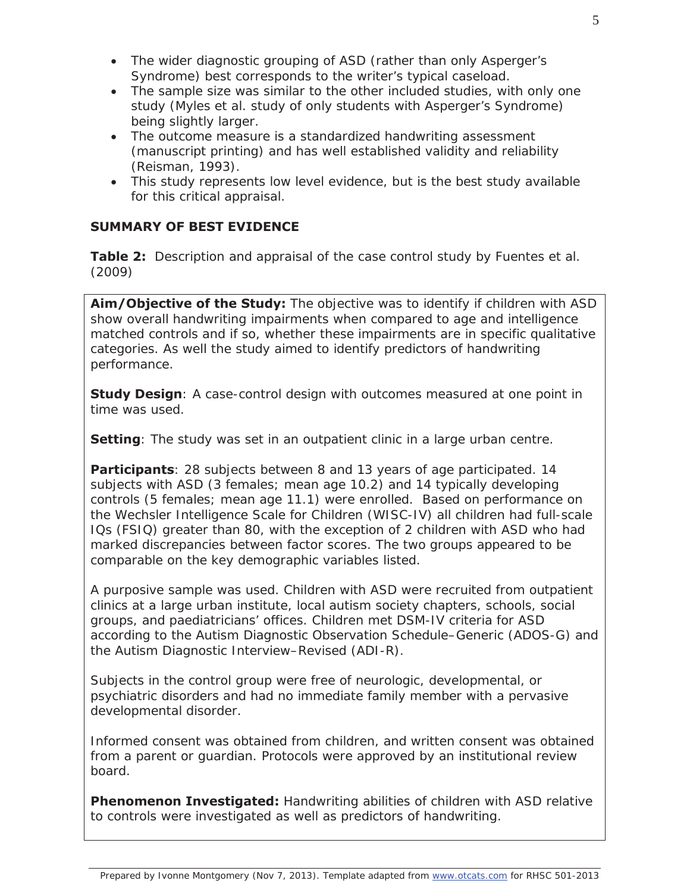- The wider diagnostic grouping of ASD (rather than only Asperger's Syndrome) best corresponds to the writer's typical caseload.
- The sample size was similar to the other included studies, with only one study (Myles et al. study of only students with Asperger's Syndrome) being slightly larger.
- The outcome measure is a standardized handwriting assessment (manuscript printing) and has well established validity and reliability (Reisman, 1993).
- This study represents low level evidence, but is the best study available for this critical appraisal.

## SUMMARY OF BEST EVIDENCE

**Table 2:** Description and appraisal of the case control study by Fuentes et al. (2009)

**Aim/Objective of the Study:** The objective was to identify if children with ASD show overall handwriting impairments when compared to age and intelligence matched controls and if so, whether these impairments are in specific qualitative categories. As well the study aimed to identify predictors of handwriting performance.

**Study Design**: A case-control design with outcomes measured at one point in time was used.

**Setting**: The study was set in an outpatient clinic in a large urban centre.

**Participants**: 28 subjects between 8 and 13 years of age participated. 14 subjects with ASD (3 females; mean age 10.2) and 14 typically developing controls (5 females; mean age 11.1) were enrolled. Based on performance on the Wechsler Intelligence Scale for Children (WISC-IV) all children had full-scale IQs (FSIQ) greater than 80, with the exception of 2 children with ASD who had marked discrepancies between factor scores. The two groups appeared to be comparable on the key demographic variables listed.

A purposive sample was used. Children with ASD were recruited from outpatient clinics at a large urban institute, local autism society chapters, schools, social groups, and paediatricians' offices. Children met DSM-IV criteria for ASD according to the Autism Diagnostic Observation Schedule–Generic (ADOS-G) and the Autism Diagnostic Interview–Revised (ADI-R).

Subjects in the control group were free of neurologic, developmental, or psychiatric disorders and had no immediate family member with a pervasive developmental disorder.

Informed consent was obtained from children, and written consent was obtained from a parent or guardian. Protocols were approved by an institutional review board.

**Phenomenon Investigated:** Handwriting abilities of children with ASD relative to controls were investigated as well as predictors of handwriting.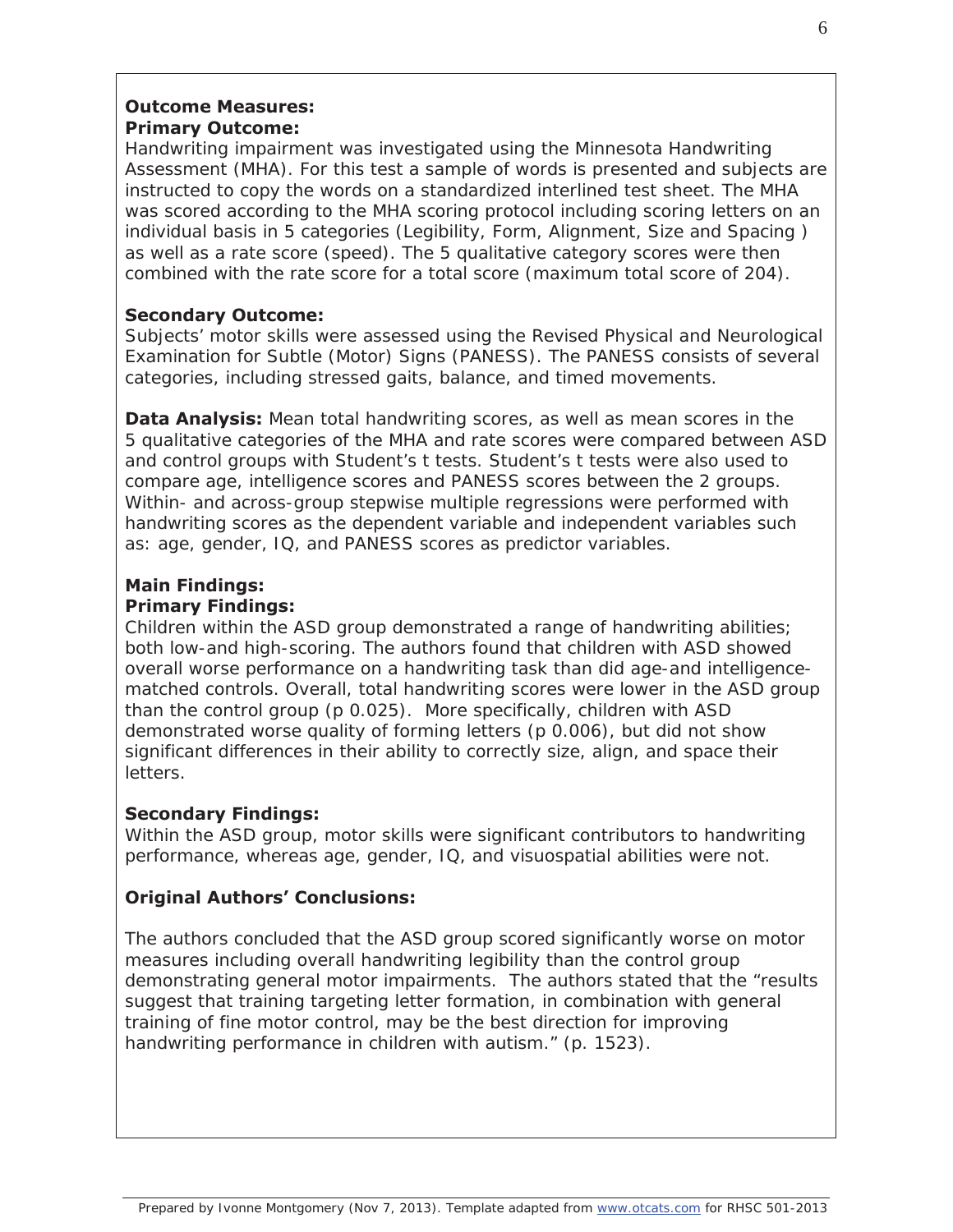**Outcome Measures:**

**Primary Outcome:**

Handwriting impairment was investigated using the Minnesota Handwriting Assessment (MHA). For this test a sample of words is presented and subjects are instructed to copy the words on a standardized interlined test sheet. The MHA was scored according to the MHA scoring protocol including scoring letters on an individual basis in 5 categories (Legibility, Form, Alignment, Size and Spacing ) as well as a rate score (speed). The 5 qualitative category scores were then combined with the rate score for a total score (maximum total score of 204).

**Secondary Outcome:**

Subjects' motor skills were assessed using the Revised Physical and Neurological Examination for Subtle (Motor) Signs (PANESS). The PANESS consists of several categories, including stressed gaits, balance, and timed movements.

**Data Analysis:** Mean total handwriting scores, as well as mean scores in the 5 qualitative categories of the MHA and rate scores were compared between ASD and control groups with Student's t tests. Student's t tests were also used to compare age, intelligence scores and PANESS scores between the 2 groups. Within- and across-group stepwise multiple regressions were performed with handwriting scores as the dependent variable and independent variables such as: age, gender, IQ, and PANESS scores as predictor variables.

**Main Findings:**

**Primary Findings:**

Children within the ASD group demonstrated a range of handwriting abilities; both low-and high-scoring. The authors found that children with ASD showed overall worse performance on a handwriting task than did age-and intelligence-matched controls. Overall, total handwriting scores were lower in the ASD group than the control group (p 0.025). More specifically, children with ASD demonstrated worse quality of forming letters (p 0.006), but did not show significant differences in their ability to correctly size, align, and space their letters.

**Secondary Findings:**

Within the ASD group, motor skills were significant contributors to handwriting performance, whereas age, gender, IQ, and visuospatial abilities were not.

**Original Authors' Conclusions:**

The authors concluded that the ASD group scored significantly worse on motor measures including overall handwriting legibility than the control group demonstrating general motor impairments. The authors stated that the "results suggest that training targeting letter formation, in combination with general training of fine motor control, may be the best direction for improving handwriting performance in children with autism." (p. 1523).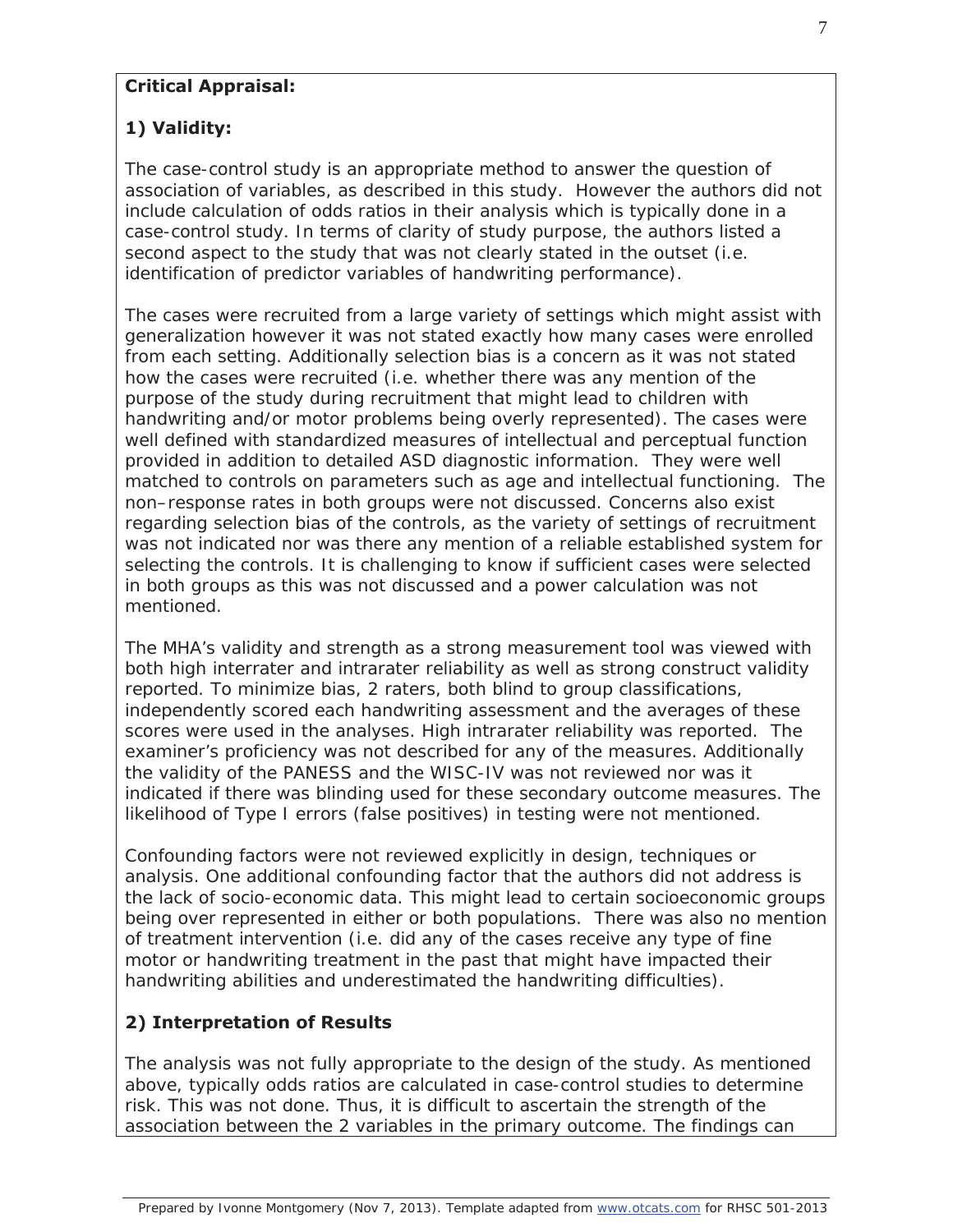**Critical Appraisal:**

**1) Validity:**

The case-control study is an appropriate method to answer the question of association of variables, as described in this study. However the authors did not include calculation of odds ratios in their analysis which is typically done in a case-control study. In terms of clarity of study purpose, the authors listed a second aspect to the study that was not clearly stated in the outset (i.e. identification of predictor variables of handwriting performance).

The cases were recruited from a large variety of settings which might assist with generalization however it was not stated exactly how many cases were enrolled from each setting. Additionally selection bias is a concern as it was not stated how the cases were recruited (i.e. whether there was any mention of the purpose of the study during recruitment that might lead to children with handwriting and/or motor problems being overly represented). The cases were well defined with standardized measures of intellectual and perceptual function provided in addition to detailed ASD diagnostic information. They were well matched to controls on parameters such as age and intellectual functioning. The non–response rates in both groups were not discussed. Concerns also exist regarding selection bias of the controls, as the variety of settings of recruitment was not indicated nor was there any mention of a reliable established system for selecting the controls. It is challenging to know if sufficient cases were selected in both groups as this was not discussed and a power calculation was not mentioned.

The MHA's validity and strength as a strong measurement tool was viewed with both high interrater and intrarater reliability as well as strong construct validity reported. To minimize bias, 2 raters, both blind to group classifications, independently scored each handwriting assessment and the averages of these scores were used in the analyses. High intrarater reliability was reported. The examiner's proficiency was not described for any of the measures. Additionally the validity of the PANESS and the WISC-IV was not reviewed nor was it indicated if there was blinding used for these secondary outcome measures. The likelihood of Type I errors (false positives) in testing were not mentioned.

Confounding factors were not reviewed explicitly in design, techniques or analysis. One additional confounding factor that the authors did not address is the lack of socio-economic data. This might lead to certain socioeconomic groups being over represented in either or both populations. There was also no mention of treatment intervention (i.e. did any of the cases receive any type of fine motor or handwriting treatment in the past that might have impacted their handwriting abilities and underestimated the handwriting difficulties).

**2) Interpretation of Results**

The analysis was not fully appropriate to the design of the study. As mentioned above, typically odds ratios are calculated in case-control studies to determine risk. This was not done. Thus, it is difficult to ascertain the strength of the association between the 2 variables in the primary outcome. The findings can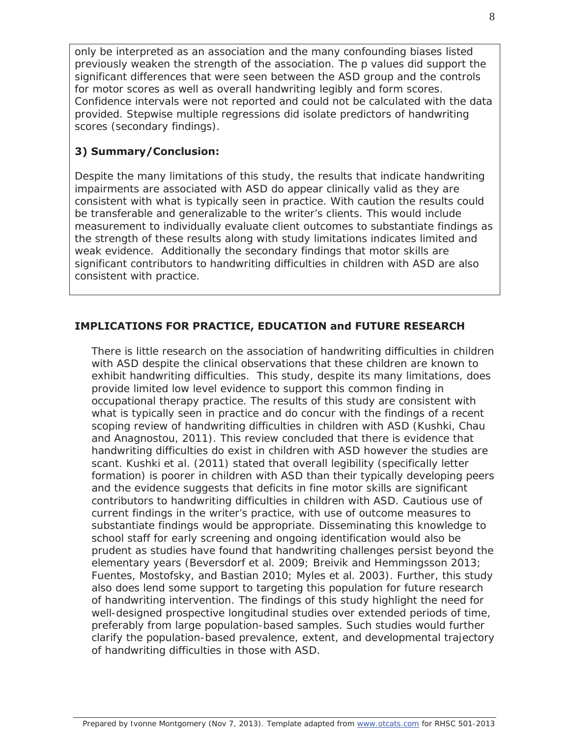only be interpreted as an association and the many confounding biases listed previously weaken the strength of the association. The p values did support the significant differences that were seen between the ASD group and the controls for motor scores as well as overall handwriting legibly and form scores. Confidence intervals were not reported and could not be calculated with the data provided. Stepwise multiple regressions did isolate predictors of handwriting scores (secondary findings).

**3) Summary/Conclusion:**

Despite the many limitations of this study, the results that indicate handwriting impairments are associated with ASD do appear clinically valid as they are consistent with what is typically seen in practice. With caution the results could be transferable and generalizable to the writer's clients. This would include measurement to individually evaluate client outcomes to substantiate findings as the strength of these results along with study limitations indicates limited and weak evidence. Additionally the secondary findings that motor skills are significant contributors to handwriting difficulties in children with ASD are also consistent with practice.

## IMPLICATIONS FOR PRACTICE, EDUCATION and FUTURE RESEARCH

There is little research on the association of handwriting difficulties in children with ASD despite the clinical observations that these children are known to exhibit handwriting difficulties. This study, despite its many limitations, does provide limited low level evidence to support this common finding in occupational therapy practice. The results of this study are consistent with what is typically seen in practice and do concur with the findings of a recent scoping review of handwriting difficulties in children with ASD (Kushki, Chau and Anagnostou, 2011). This review concluded that there is evidence that handwriting difficulties do exist in children with ASD however the studies are scant. Kushki et al. (2011) stated that overall legibility (specifically letter formation) is poorer in children with ASD than their typically developing peers and the evidence suggests that deficits in fine motor skills are significant contributors to handwriting difficulties in children with ASD. Cautious use of current findings in the writer's practice, with use of outcome measures to substantiate findings would be appropriate. Disseminating this knowledge to school staff for early screening and ongoing identification would also be prudent as studies have found that handwriting challenges persist beyond the elementary years (Beversdorf et al. 2009; Breivik and Hemmingsson 2013; Fuentes, Mostofsky, and Bastian 2010; Myles et al. 2003). Further, this study also does lend some support to targeting this population for future research of handwriting intervention. The findings of this study highlight the need for well-designed prospective longitudinal studies over extended periods of time, preferably from large population-based samples. Such studies would further clarify the population-based prevalence, extent, and developmental trajectory of handwriting difficulties in those with ASD.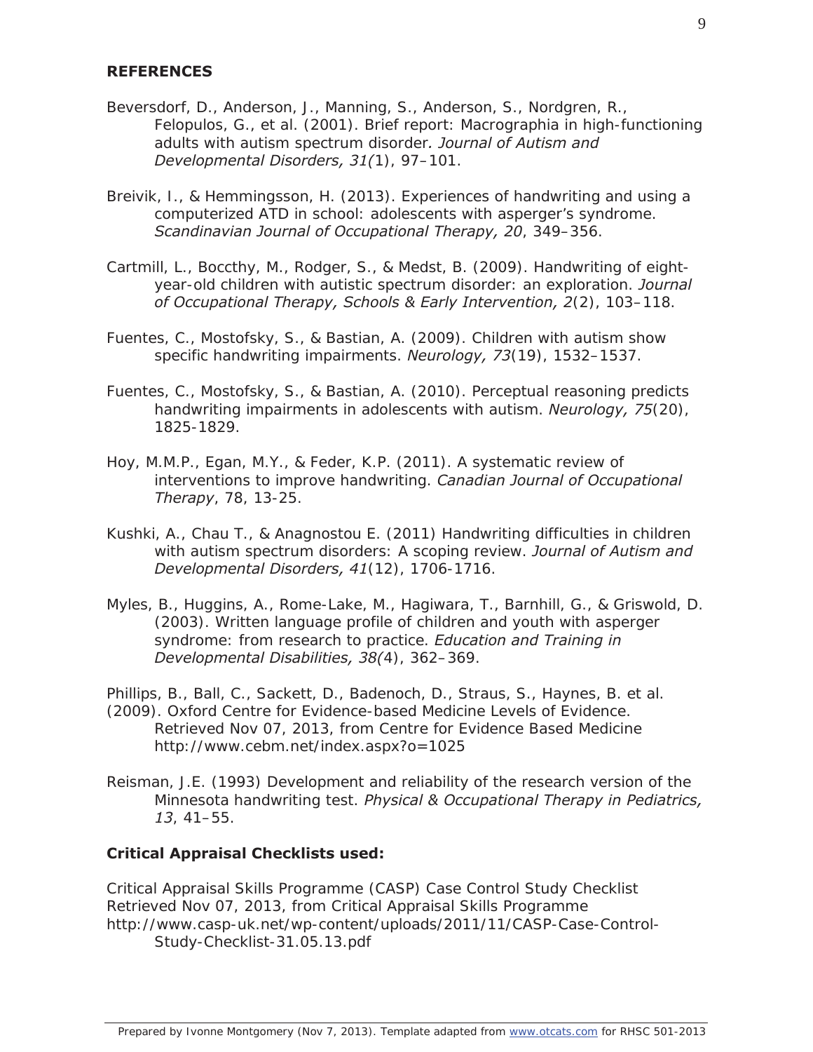## REFERENCES

Beversdorf, D., Anderson, J., Manning, S., Anderson, S., Nordgren, R., Felopulos, G., et al. (2001). Brief report: Macrographia in high-functioning adults with autism spectrum disorder. *Journal of Autism and Developmental Disorders, 31(*1), 97–101.

Breivik, I., & Hemmingsson, H. (2013). Experiences of handwriting and using a computerized ATD in school: adolescents with asperger's syndrome. *Scandinavian Journal of Occupational Therapy, 20*, 349–356.

Cartmill, L., Boccthy, M., Rodger, S., & Medst, B. (2009). Handwriting of eight-year-old children with autistic spectrum disorder: an exploration. *Journal of Occupational Therapy, Schools & Early Intervention, 2*(2), 103–118.

Fuentes, C., Mostofsky, S., & Bastian, A. (2009). Children with autism show specific handwriting impairments. *Neurology, 73*(19), 1532–1537.

Fuentes, C., Mostofsky, S., & Bastian, A. (2010). Perceptual reasoning predicts handwriting impairments in adolescents with autism. *Neurology, 75*(20), 1825-1829.

Hoy, M.M.P., Egan, M.Y., & Feder, K.P. (2011). A systematic review of interventions to improve handwriting. *Canadian Journal of Occupational Therapy*, 78, 13-25.

Kushki, A., Chau T., & Anagnostou E. (2011) Handwriting difficulties in children with autism spectrum disorders: A scoping review. *Journal of Autism and Developmental Disorders, 41*(12), 1706-1716.

Myles, B., Huggins, A., Rome-Lake, M., Hagiwara, T., Barnhill, G., & Griswold, D. (2003). Written language profile of children and youth with asperger syndrome: from research to practice. *Education and Training in Developmental Disabilities, 38(*4), 362–369.

Phillips, B., Ball, C., Sackett, D., Badenoch, D., Straus, S., Haynes, B. et al. (2009). Oxford Centre for Evidence-based Medicine Levels of Evidence. Retrieved Nov 07, 2013, from Centre for Evidence Based Medicine http://www.cebm.net/index.aspx?o=1025

Reisman, J.E. (1993) Development and reliability of the research version of the Minnesota handwriting test. *Physical & Occupational Therapy in Pediatrics, 13*, 41–55.

### Critical Appraisal Checklists used:

Critical Appraisal Skills Programme (CASP) Case Control Study Checklist Retrieved Nov 07, 2013, from Critical Appraisal Skills Programme http://www.casp-uk.net/wp-content/uploads/2011/11/CASP-Case-Control-Study-Checklist-31.05.13.pdf